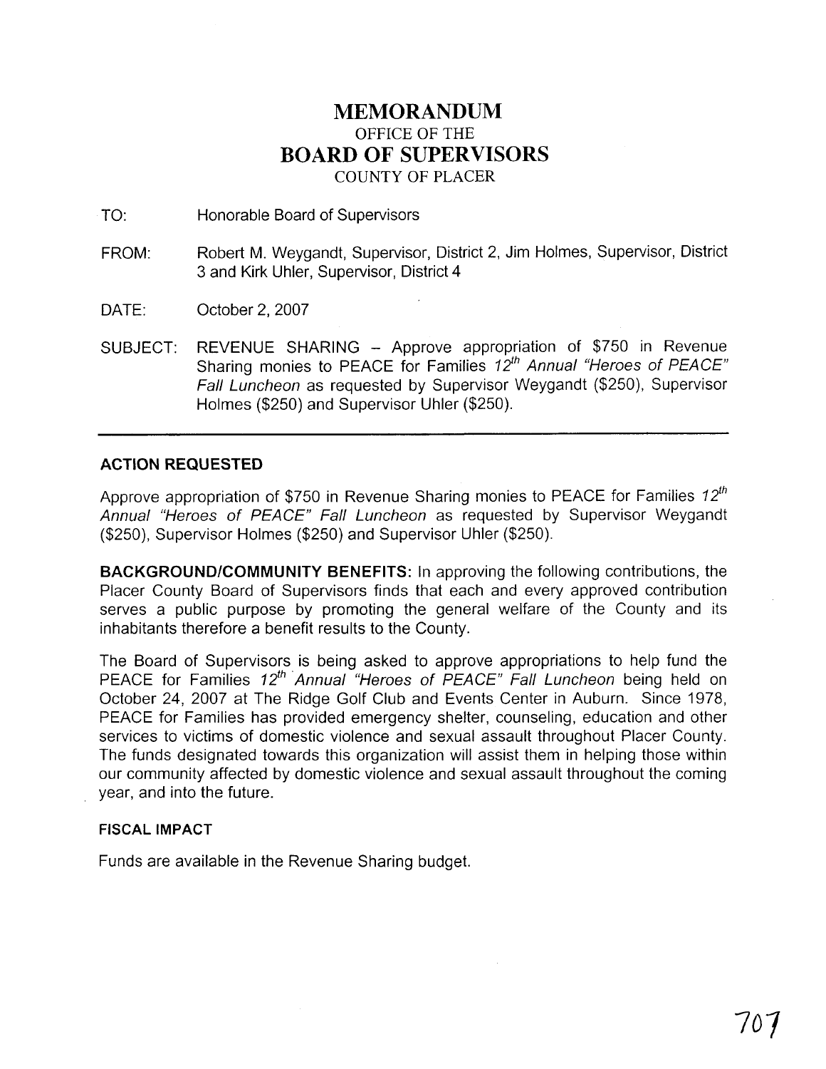# MEMORANDUM

OFFICE OF THE

## BOARD OF SUPERVISORS

COUNTY OF PLACER

TO: Honorable Board of Supervisors

FROM: Robert M. Weygandt, Supervisor, District 2, Jim Holmes, Supervisor, District 3 and Kirk Uhler, Supervisor, District 4

DATE: October 2, 2007

SUBJECT: REVENUE SHARING – Approve appropriation of $750 in Revenue Sharing monies to PEACE for Families *12th Annual "Heroes of PEACE" Fall Luncheon* as requested by Supervisor Weygandt ($250), Supervisor Holmes ($250) and Supervisor Uhler ($250).

---

### ACTION REQUESTED

Approve appropriation of $750 in Revenue Sharing monies to PEACE for Families *12th Annual "Heroes of PEACE" Fall Luncheon* as requested by Supervisor Weygandt ($250), Supervisor Holmes ($250) and Supervisor Uhler ($250).

**BACKGROUND/COMMUNITY BENEFITS:** In approving the following contributions, the Placer County Board of Supervisors finds that each and every approved contribution serves a public purpose by promoting the general welfare of the County and its inhabitants therefore a benefit results to the County.

The Board of Supervisors is being asked to approve appropriations to help fund the PEACE for Families *12th Annual "Heroes of PEACE" Fall Luncheon* being held on October 24, 2007 at The Ridge Golf Club and Events Center in Auburn. Since 1978, PEACE for Families has provided emergency shelter, counseling, education and other services to victims of domestic violence and sexual assault throughout Placer County. The funds designated towards this organization will assist them in helping those within our community affected by domestic violence and sexual assault throughout the coming year, and into the future.

### FISCAL IMPACT

Funds are available in the Revenue Sharing budget.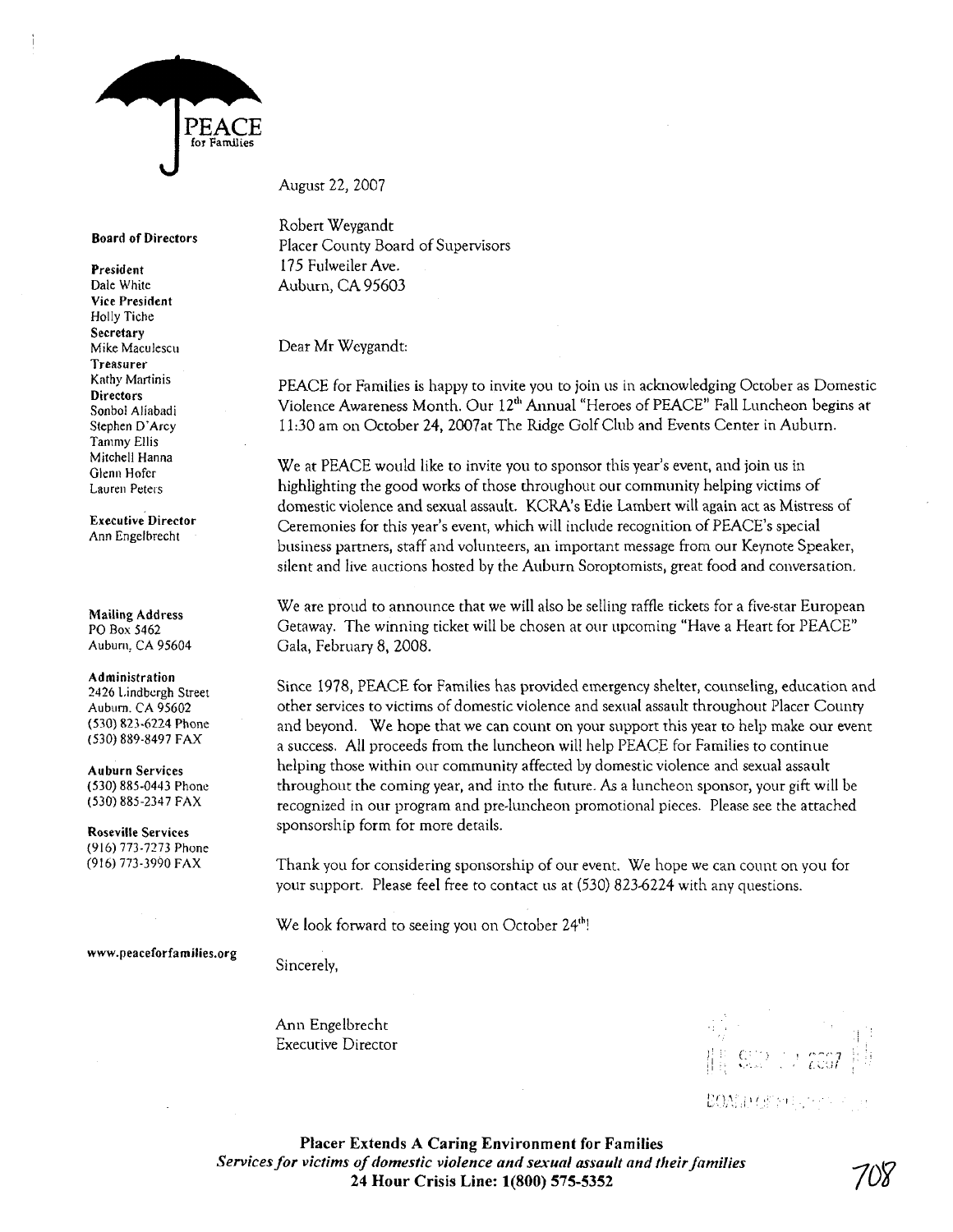PEACE for Families

**Board of Directors**

**President**
Dale White
**Vice President**
Holly Tiche
**Secretary**
Mike Maculescu
**Treasurer**
Kathy Martinis
**Directors**
Sonbol Aliabadi
Stephen D'Arcy
Tammy Ellis
Mitchell Hanna
Glenn Hofer
Lauren Peters

**Executive Director**
Ann Engelbrecht

**Mailing Address**
PO Box 5462
Auburn, CA 95604

**Administration**
2426 Lindbergh Street
Auburn, CA 95602
(530) 823-6224 Phone
(530) 889-8497 FAX

**Auburn Services**
(530) 885-0443 Phone
(530) 885-2347 FAX

**Roseville Services**
(916) 773-7273 Phone
(916) 773-3990 FAX

**www.peaceforfamilies.org**

August 22, 2007

Robert Weygandt
Placer County Board of Supervisors
175 Fulweiler Ave.
Auburn, CA 95603

Dear Mr Weygandt:

PEACE for Families is happy to invite you to join us in acknowledging October as Domestic Violence Awareness Month. Our 12th Annual "Heroes of PEACE" Fall Luncheon begins at 11:30 am on October 24, 2007at The Ridge Golf Club and Events Center in Auburn.

We at PEACE would like to invite you to sponsor this year's event, and join us in highlighting the good works of those throughout our community helping victims of domestic violence and sexual assault. KCRA's Edie Lambert will again act as Mistress of Ceremonies for this year's event, which will include recognition of PEACE's special business partners, staff and volunteers, an important message from our Keynote Speaker, silent and live auctions hosted by the Auburn Soroptomists, great food and conversation.

We are proud to announce that we will also be selling raffle tickets for a five-star European Getaway. The winning ticket will be chosen at our upcoming "Have a Heart for PEACE" Gala, February 8, 2008.

Since 1978, PEACE for Families has provided emergency shelter, counseling, education and other services to victims of domestic violence and sexual assault throughout Placer County and beyond. We hope that we can count on your support this year to help make our event a success. All proceeds from the luncheon will help PEACE for Families to continue helping those within our community affected by domestic violence and sexual assault throughout the coming year, and into the future. As a luncheon sponsor, your gift will be recognized in our program and pre-luncheon promotional pieces. Please see the attached sponsorship form for more details.

Thank you for considering sponsorship of our event. We hope we can count on you for your support. Please feel free to contact us at (530) 823-6224 with any questions.

We look forward to seeing you on October 24th!

Sincerely,

Ann Engelbrecht
Executive Director

**Placer Extends A Caring Environment for Families**
***Services for victims of domestic violence and sexual assault and their families***
**24 Hour Crisis Line: 1(800) 575-5352**